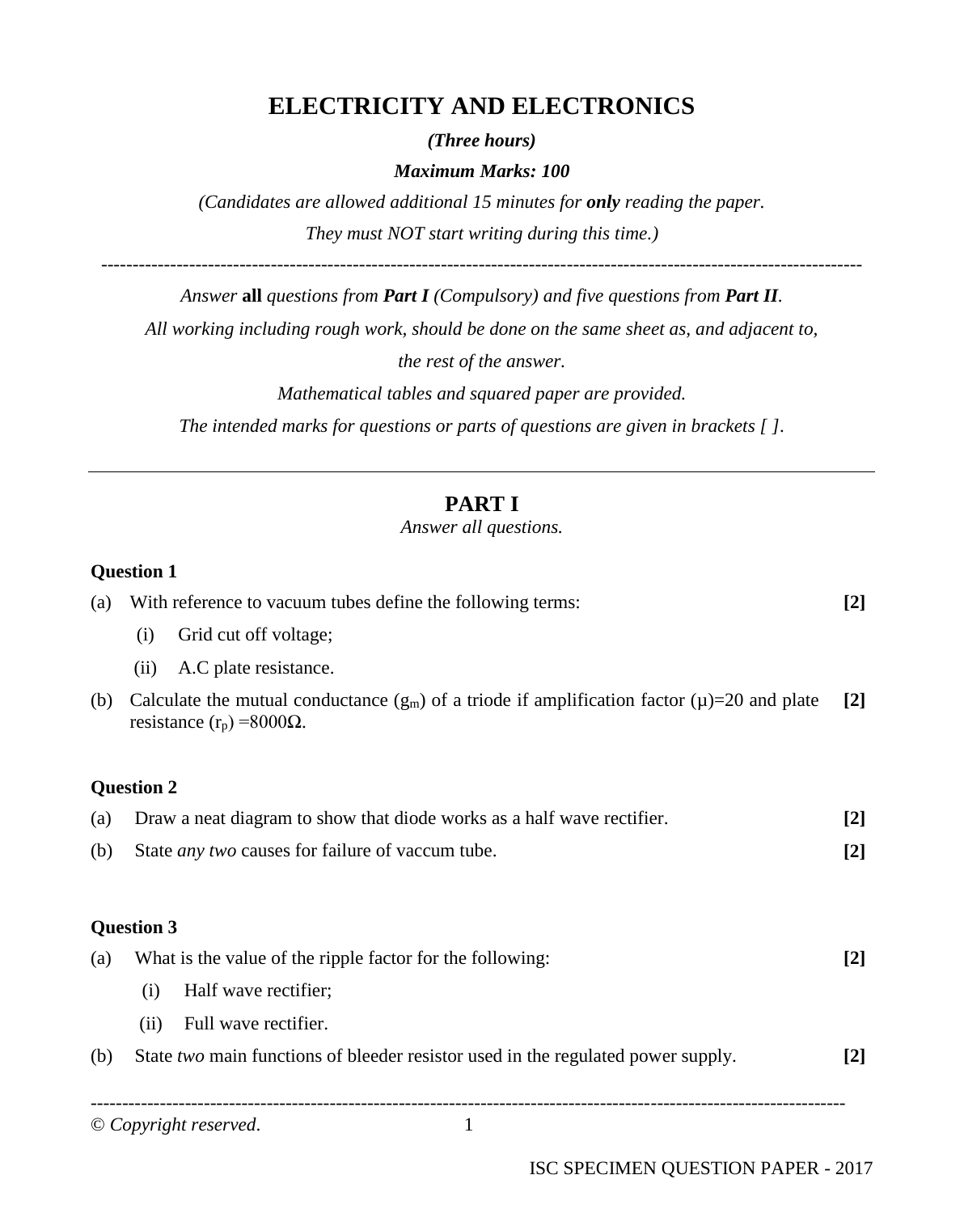# ELECTRICITY AND ELECTRONICS

***(Three hours)***

***Maximum Marks: 100***

*(Candidates are allowed additional 15 minutes for **only** reading the paper.*

*They must NOT start writing during this time.)*

---

*Answer* **all** *questions from **Part I** (Compulsory) and five questions from **Part II**.*

*All working including rough work, should be done on the same sheet as, and adjacent to, the rest of the answer.*

*Mathematical tables and squared paper are provided.*

*The intended marks for questions or parts of questions are given in brackets [ ].*

---

## PART I

*Answer all questions.*

**Question 1**

(a) With reference to vacuum tubes define the following terms: **[2]**

(i) Grid cut off voltage;

(ii) A.C plate resistance.

(b) Calculate the mutual conductance ($g_m$) of a triode if amplification factor ($\mu$)=20 and plate resistance ($r_p$) =8000Ω. **[2]**

**Question 2**

(a) Draw a neat diagram to show that diode works as a half wave rectifier. **[2]**

(b) State *any two* causes for failure of vaccum tube. **[2]**

**Question 3**

(a) What is the value of the ripple factor for the following: **[2]**

(i) Half wave rectifier;

(ii) Full wave rectifier.

(b) State *two* main functions of bleeder resistor used in the regulated power supply. **[2]**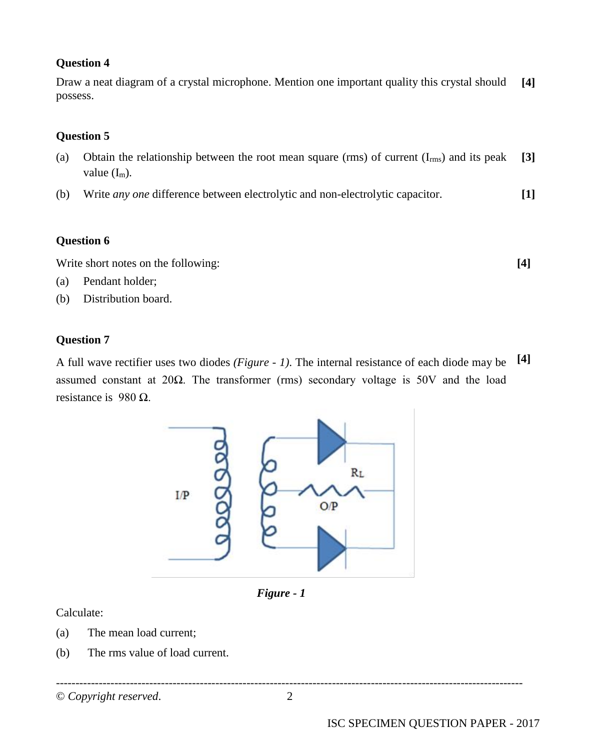**Question 4**

Draw a neat diagram of a crystal microphone. Mention one important quality this crystal should possess. **[4]**

**Question 5**

(a) Obtain the relationship between the root mean square (rms) of current ($I_{rms}$) and its peak value ($I_m$). **[3]**

(b) Write *any one* difference between electrolytic and non-electrolytic capacitor. **[1]**

**Question 6**

Write short notes on the following: **[4]**

(a) Pendant holder;

(b) Distribution board.

**Question 7**

A full wave rectifier uses two diodes *(Figure - 1)*. The internal resistance of each diode may be assumed constant at 20Ω. The transformer (rms) secondary voltage is 50V and the load resistance is 980 Ω. **[4]**

***Figure - 1***

Calculate:

(a) The mean load current;

(b) The rms value of load current.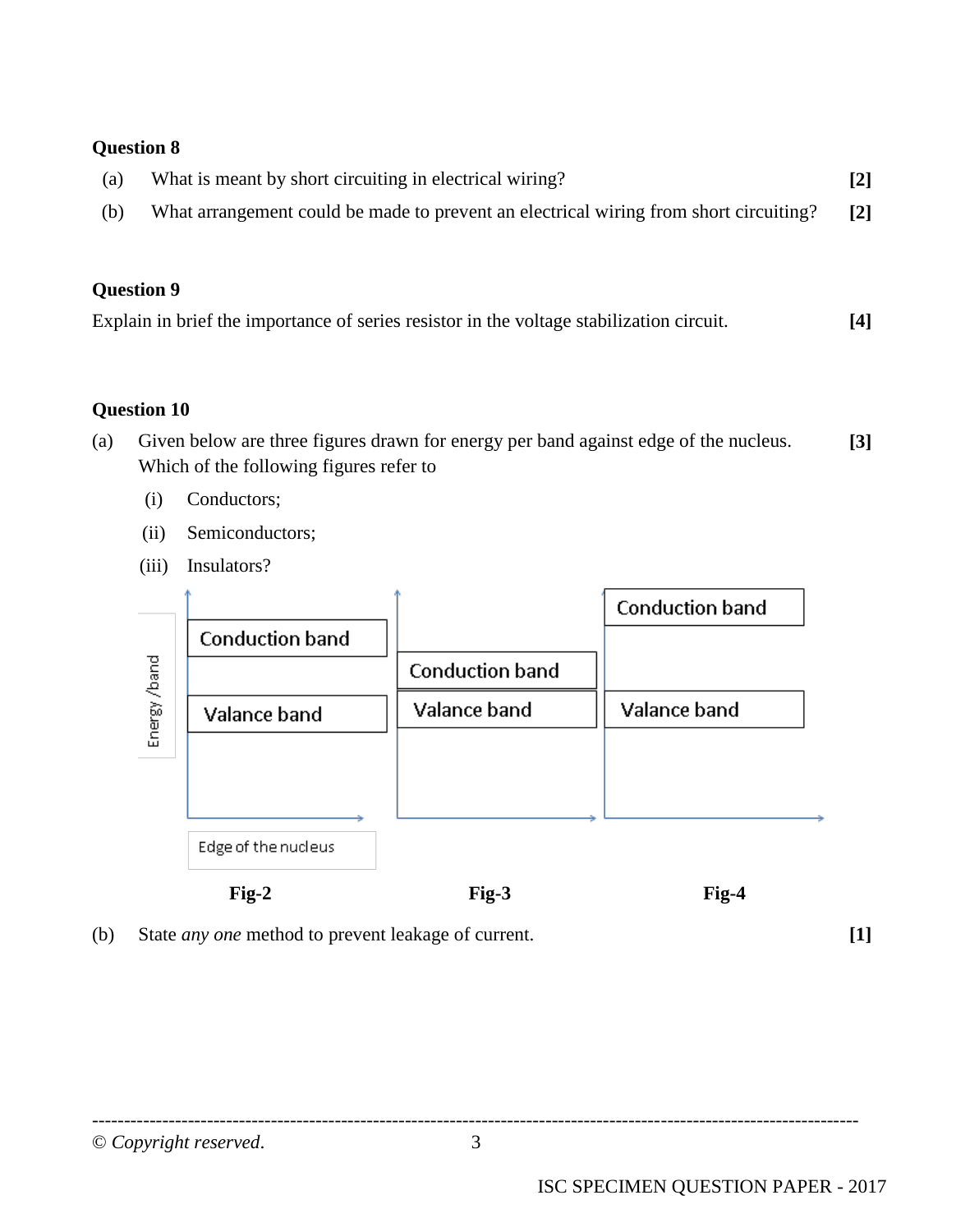**Question 8**

(a) What is meant by short circuiting in electrical wiring? **[2]**

(b) What arrangement could be made to prevent an electrical wiring from short circuiting? **[2]**

**Question 9**

Explain in brief the importance of series resistor in the voltage stabilization circuit. **[4]**

**Question 10**

(a) Given below are three figures drawn for energy per band against edge of the nucleus. Which of the following figures refer to **[3]**

(i) Conductors;

(ii) Semiconductors;

(iii) Insulators?

Energy /band

Conduction band

Valance band

Edge of the nucleus

**Fig-2**

Conduction band

Valance band

**Fig-3**

Conduction band

Valance band

**Fig-4**

(b) State *any one* method to prevent leakage of current. **[1]**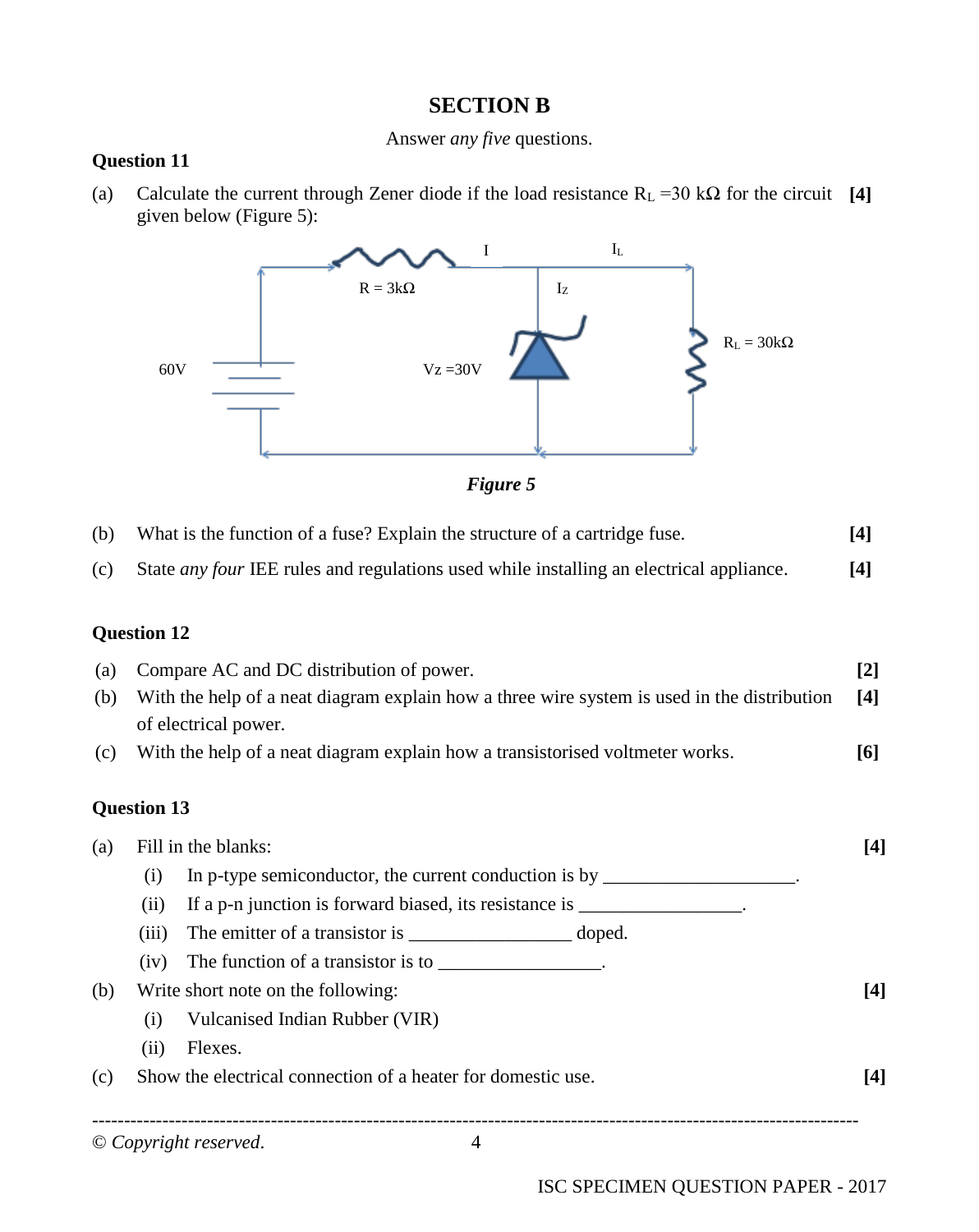## SECTION B

Answer *any five* questions.

**Question 11**

(a) Calculate the current through Zener diode if the load resistance $R_L$ =30 kΩ for the circuit given below (Figure 5): **[4]**

***Figure 5***

(b) What is the function of a fuse? Explain the structure of a cartridge fuse. **[4]**

(c) State *any four* IEE rules and regulations used while installing an electrical appliance. **[4]**

**Question 12**

(a) Compare AC and DC distribution of power. **[2]**

(b) With the help of a neat diagram explain how a three wire system is used in the distribution of electrical power. **[4]**

(c) With the help of a neat diagram explain how a transistorised voltmeter works. **[6]**

**Question 13**

(a) Fill in the blanks: **[4]**

- (i) In p-type semiconductor, the current conduction is by ____________________.
- (ii) If a p-n junction is forward biased, its resistance is _________________.
- (iii) The emitter of a transistor is _________________ doped.
- (iv) The function of a transistor is to _________________.

(b) Write short note on the following: **[4]**

- (i) Vulcanised Indian Rubber (VIR)
- (ii) Flexes.

(c) Show the electrical connection of a heater for domestic use. **[4]**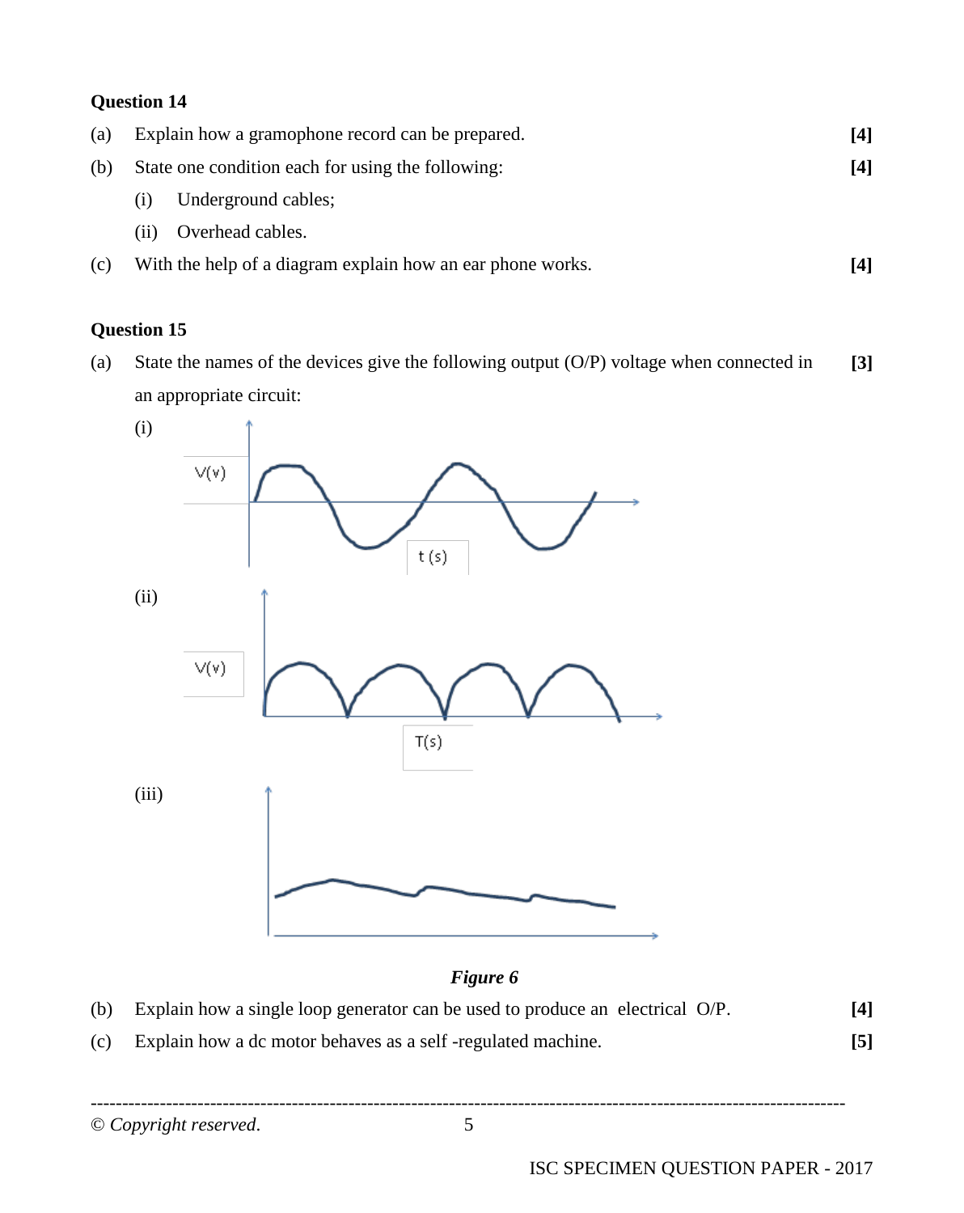**Question 14**

(a) Explain how a gramophone record can be prepared. **[4]**

(b) State one condition each for using the following: **[4]**

(i) Underground cables;

(ii) Overhead cables.

(c) With the help of a diagram explain how an ear phone works. **[4]**

**Question 15**

(a) State the names of the devices give the following output (O/P) voltage when connected in an appropriate circuit: **[3]**

(i)

V(v)

t (s)

(ii)

V(v)

T(s)

(iii)

***Figure 6***

(b) Explain how a single loop generator can be used to produce an electrical O/P. **[4]**

(c) Explain how a dc motor behaves as a self -regulated machine. **[5]**

© *Copyright reserved*.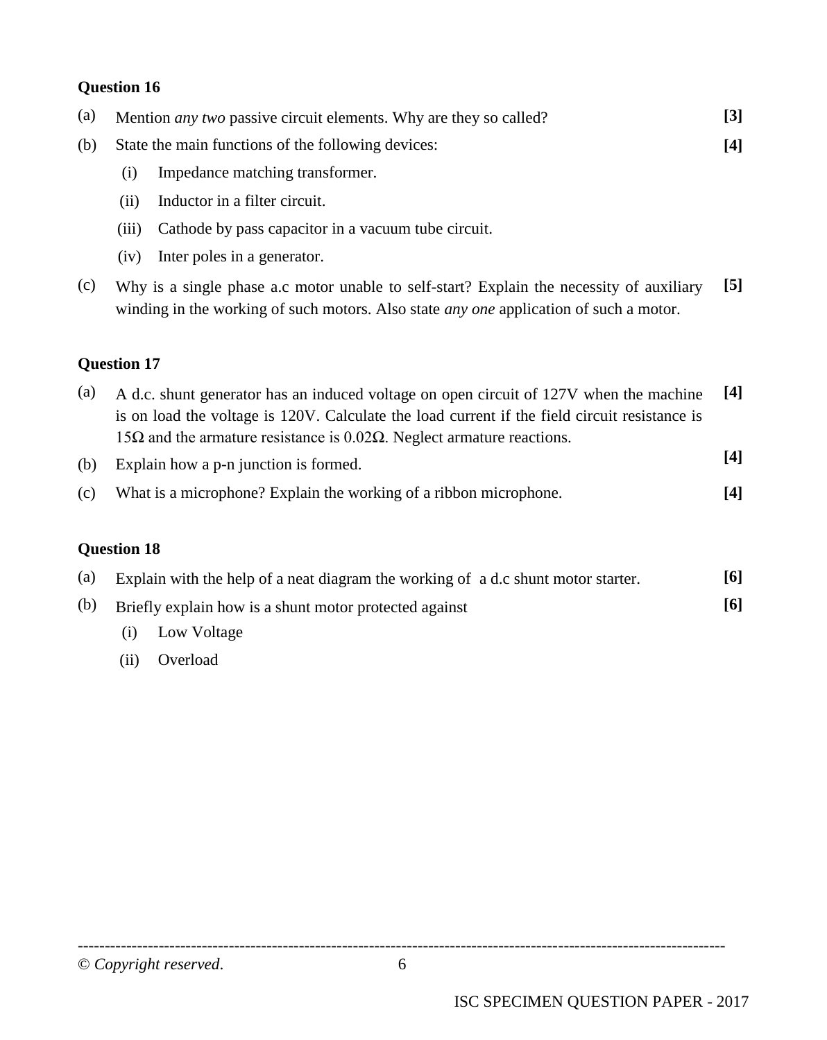**Question 16**

(a) Mention *any two* passive circuit elements. Why are they so called? **[3]**

(b) State the main functions of the following devices: **[4]**

(i) Impedance matching transformer.

(ii) Inductor in a filter circuit.

(iii) Cathode by pass capacitor in a vacuum tube circuit.

(iv) Inter poles in a generator.

(c) Why is a single phase a.c motor unable to self-start? Explain the necessity of auxiliary winding in the working of such motors. Also state *any one* application of such a motor. **[5]**

**Question 17**

(a) A d.c. shunt generator has an induced voltage on open circuit of 127V when the machine is on load the voltage is 120V. Calculate the load current if the field circuit resistance is $15\Omega$ and the armature resistance is $0.02\Omega$. Neglect armature reactions. **[4]**

(b) Explain how a p-n junction is formed. **[4]**

(c) What is a microphone? Explain the working of a ribbon microphone. **[4]**

**Question 18**

(a) Explain with the help of a neat diagram the working of a d.c shunt motor starter. **[6]**

(b) Briefly explain how is a shunt motor protected against **[6]**

(i) Low Voltage

(ii) Overload